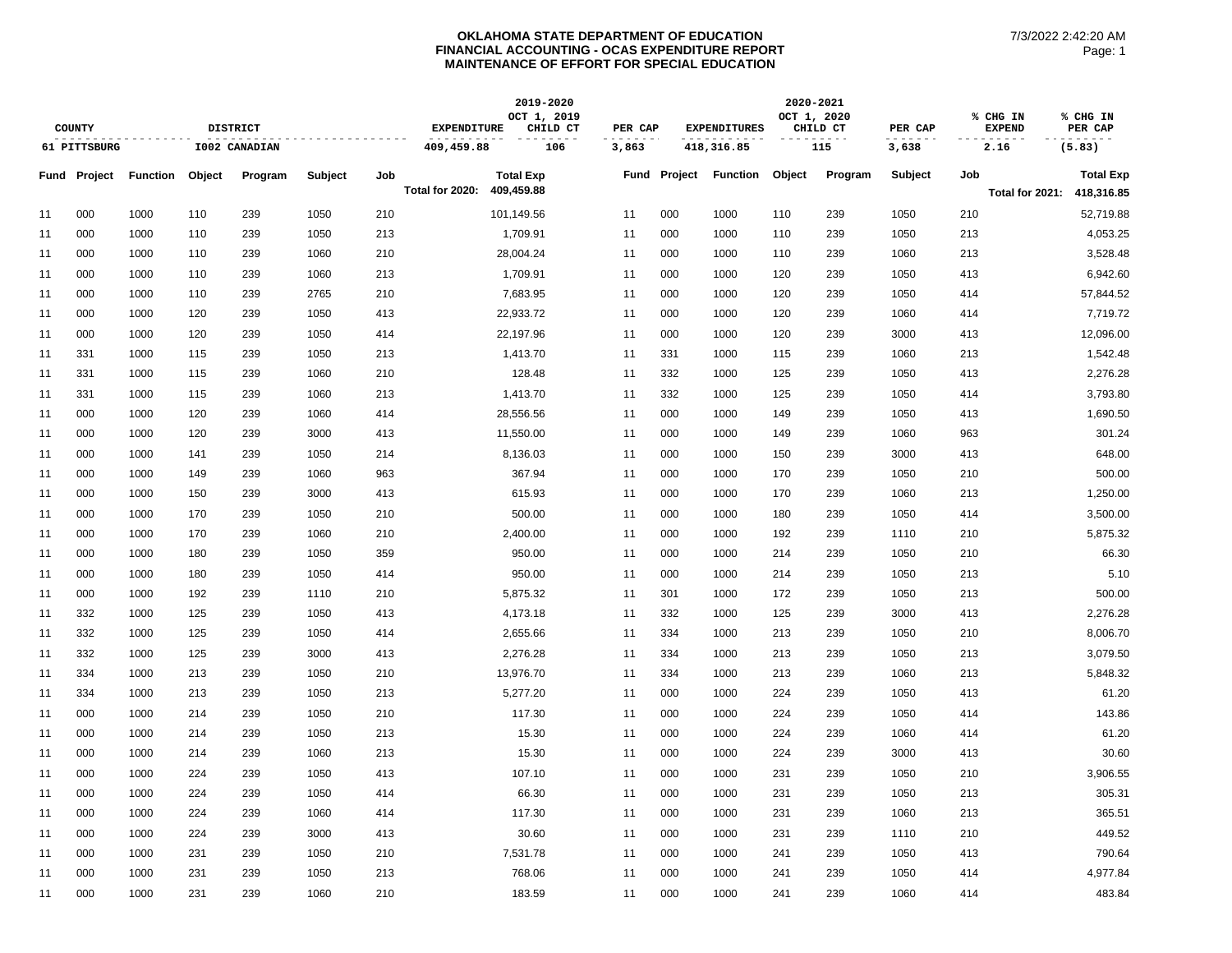# OKLAHOMA STATE DEPARTMENT OF EDUCATION
## FINANCIAL ACCOUNTING - OCAS EXPENDITURE REPORT
## MAINTENANCE OF EFFORT FOR SPECIAL EDUCATION

7/3/2022 2:42:20 AM

| COUNTY | DISTRICT | 2019-2020 EXPENDITURE | OCT 1, 2019 CHILD CT | PER CAP | 2020-2021 EXPENDITURES | OCT 1, 2020 CHILD CT | PER CAP | % CHG IN EXPEND | % CHG IN PER CAP |
|---|---|---|---|---|---|---|---|---|---|
| 61 PITTSBURG | I002 CANADIAN | 409,459.88 | 106 | 3,863 | 418,316.85 | 115 | 3,638 | 2.16 | (5.83) |

| Fund | Project | Function | Object | Program | Subject | Job | Total Exp | Fund | Project | Function | Object | Program | Subject | Job | Total Exp |
|---|---|---|---|---|---|---|---|---|---|---|---|---|---|---|---|
| | | | | | | | Total for 2020: 409,459.88 | | | | | | | | Total for 2021: 418,316.85 |
| 11 | 000 | 1000 | 110 | 239 | 1050 | 210 | 101,149.56 | 11 | 000 | 1000 | 110 | 239 | 1050 | 210 | 52,719.88 |
| 11 | 000 | 1000 | 110 | 239 | 1050 | 213 | 1,709.91 | 11 | 000 | 1000 | 110 | 239 | 1050 | 213 | 4,053.25 |
| 11 | 000 | 1000 | 110 | 239 | 1060 | 210 | 28,004.24 | 11 | 000 | 1000 | 110 | 239 | 1060 | 213 | 3,528.48 |
| 11 | 000 | 1000 | 110 | 239 | 1060 | 213 | 1,709.91 | 11 | 000 | 1000 | 120 | 239 | 1050 | 413 | 6,942.60 |
| 11 | 000 | 1000 | 110 | 239 | 2765 | 210 | 7,683.95 | 11 | 000 | 1000 | 120 | 239 | 1050 | 414 | 57,844.52 |
| 11 | 000 | 1000 | 120 | 239 | 1050 | 413 | 22,933.72 | 11 | 000 | 1000 | 120 | 239 | 1060 | 414 | 7,719.72 |
| 11 | 000 | 1000 | 120 | 239 | 1050 | 414 | 22,197.96 | 11 | 000 | 1000 | 120 | 239 | 3000 | 413 | 12,096.00 |
| 11 | 331 | 1000 | 115 | 239 | 1050 | 213 | 1,413.70 | 11 | 331 | 1000 | 115 | 239 | 1060 | 213 | 1,542.48 |
| 11 | 331 | 1000 | 115 | 239 | 1060 | 210 | 128.48 | 11 | 332 | 1000 | 125 | 239 | 1050 | 413 | 2,276.28 |
| 11 | 331 | 1000 | 115 | 239 | 1060 | 213 | 1,413.70 | 11 | 332 | 1000 | 125 | 239 | 1050 | 414 | 3,793.80 |
| 11 | 000 | 1000 | 120 | 239 | 1060 | 414 | 28,556.56 | 11 | 000 | 1000 | 149 | 239 | 1050 | 413 | 1,690.50 |
| 11 | 000 | 1000 | 120 | 239 | 3000 | 413 | 11,550.00 | 11 | 000 | 1000 | 149 | 239 | 1060 | 963 | 301.24 |
| 11 | 000 | 1000 | 141 | 239 | 1050 | 214 | 8,136.03 | 11 | 000 | 1000 | 150 | 239 | 3000 | 413 | 648.00 |
| 11 | 000 | 1000 | 149 | 239 | 1060 | 963 | 367.94 | 11 | 000 | 1000 | 170 | 239 | 1050 | 210 | 500.00 |
| 11 | 000 | 1000 | 150 | 239 | 3000 | 413 | 615.93 | 11 | 000 | 1000 | 170 | 239 | 1060 | 213 | 1,250.00 |
| 11 | 000 | 1000 | 170 | 239 | 1050 | 210 | 500.00 | 11 | 000 | 1000 | 180 | 239 | 1050 | 414 | 3,500.00 |
| 11 | 000 | 1000 | 170 | 239 | 1060 | 210 | 2,400.00 | 11 | 000 | 1000 | 192 | 239 | 1110 | 210 | 5,875.32 |
| 11 | 000 | 1000 | 180 | 239 | 1050 | 359 | 950.00 | 11 | 000 | 1000 | 214 | 239 | 1050 | 210 | 66.30 |
| 11 | 000 | 1000 | 180 | 239 | 1050 | 414 | 950.00 | 11 | 000 | 1000 | 214 | 239 | 1050 | 213 | 5.10 |
| 11 | 000 | 1000 | 192 | 239 | 1110 | 210 | 5,875.32 | 11 | 301 | 1000 | 172 | 239 | 1050 | 213 | 500.00 |
| 11 | 332 | 1000 | 125 | 239 | 1050 | 413 | 4,173.18 | 11 | 332 | 1000 | 125 | 239 | 3000 | 413 | 2,276.28 |
| 11 | 332 | 1000 | 125 | 239 | 1050 | 414 | 2,655.66 | 11 | 334 | 1000 | 213 | 239 | 1050 | 210 | 8,006.70 |
| 11 | 332 | 1000 | 125 | 239 | 3000 | 413 | 2,276.28 | 11 | 334 | 1000 | 213 | 239 | 1050 | 213 | 3,079.50 |
| 11 | 334 | 1000 | 213 | 239 | 1050 | 210 | 13,976.70 | 11 | 334 | 1000 | 213 | 239 | 1060 | 213 | 5,848.32 |
| 11 | 334 | 1000 | 213 | 239 | 1050 | 213 | 5,277.20 | 11 | 000 | 1000 | 224 | 239 | 1050 | 413 | 61.20 |
| 11 | 000 | 1000 | 214 | 239 | 1050 | 210 | 117.30 | 11 | 000 | 1000 | 224 | 239 | 1050 | 414 | 143.86 |
| 11 | 000 | 1000 | 214 | 239 | 1050 | 213 | 15.30 | 11 | 000 | 1000 | 224 | 239 | 1060 | 414 | 61.20 |
| 11 | 000 | 1000 | 214 | 239 | 1060 | 213 | 15.30 | 11 | 000 | 1000 | 224 | 239 | 3000 | 413 | 30.60 |
| 11 | 000 | 1000 | 224 | 239 | 1050 | 413 | 107.10 | 11 | 000 | 1000 | 231 | 239 | 1050 | 210 | 3,906.55 |
| 11 | 000 | 1000 | 224 | 239 | 1050 | 414 | 66.30 | 11 | 000 | 1000 | 231 | 239 | 1050 | 213 | 305.31 |
| 11 | 000 | 1000 | 224 | 239 | 1060 | 414 | 117.30 | 11 | 000 | 1000 | 231 | 239 | 1060 | 213 | 365.51 |
| 11 | 000 | 1000 | 224 | 239 | 3000 | 413 | 30.60 | 11 | 000 | 1000 | 231 | 239 | 1110 | 210 | 449.52 |
| 11 | 000 | 1000 | 231 | 239 | 1050 | 210 | 7,531.78 | 11 | 000 | 1000 | 241 | 239 | 1050 | 413 | 790.64 |
| 11 | 000 | 1000 | 231 | 239 | 1050 | 213 | 768.06 | 11 | 000 | 1000 | 241 | 239 | 1050 | 414 | 4,977.84 |
| 11 | 000 | 1000 | 231 | 239 | 1060 | 210 | 183.59 | 11 | 000 | 1000 | 241 | 239 | 1060 | 414 | 483.84 |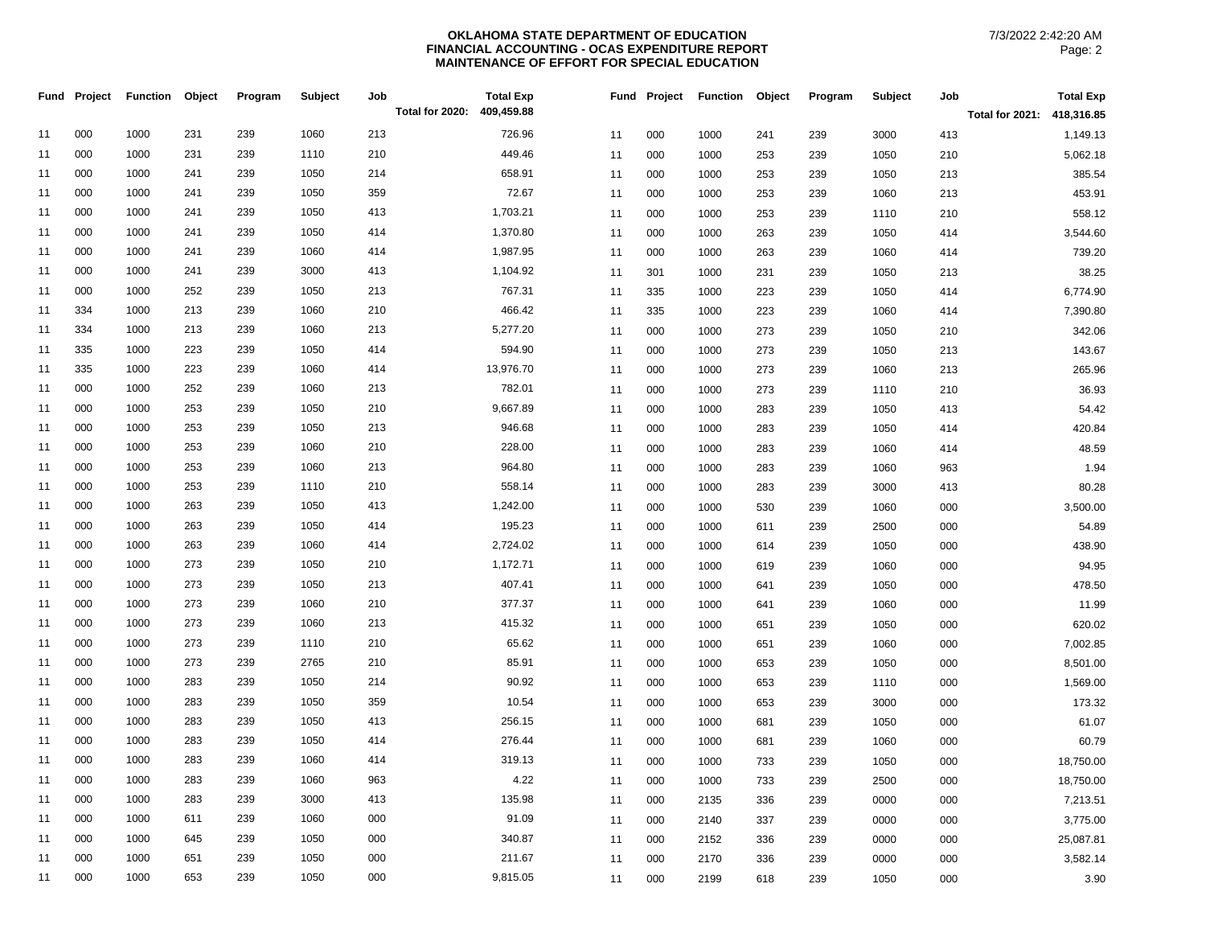**OKLAHOMA STATE DEPARTMENT OF EDUCATION**
**FINANCIAL ACCOUNTING - OCAS EXPENDITURE REPORT**
**MAINTENANCE OF EFFORT FOR SPECIAL EDUCATION**

7/3/2022 2:42:20 AM

| Fund | Project | Function | Object | Program | Subject | Job | Total Exp |
|---|---|---|---|---|---|---|---|
| | | | | | | Total for 2020: | 409,459.88 |
| 11 | 000 | 1000 | 231 | 239 | 1060 | 213 | 726.96 |
| 11 | 000 | 1000 | 231 | 239 | 1110 | 210 | 449.46 |
| 11 | 000 | 1000 | 241 | 239 | 1050 | 214 | 658.91 |
| 11 | 000 | 1000 | 241 | 239 | 1050 | 359 | 72.67 |
| 11 | 000 | 1000 | 241 | 239 | 1050 | 413 | 1,703.21 |
| 11 | 000 | 1000 | 241 | 239 | 1050 | 414 | 1,370.80 |
| 11 | 000 | 1000 | 241 | 239 | 1060 | 414 | 1,987.95 |
| 11 | 000 | 1000 | 241 | 239 | 3000 | 413 | 1,104.92 |
| 11 | 000 | 1000 | 252 | 239 | 1050 | 213 | 767.31 |
| 11 | 334 | 1000 | 213 | 239 | 1060 | 210 | 466.42 |
| 11 | 334 | 1000 | 213 | 239 | 1060 | 213 | 5,277.20 |
| 11 | 335 | 1000 | 223 | 239 | 1050 | 414 | 594.90 |
| 11 | 335 | 1000 | 223 | 239 | 1060 | 414 | 13,976.70 |
| 11 | 000 | 1000 | 252 | 239 | 1060 | 213 | 782.01 |
| 11 | 000 | 1000 | 253 | 239 | 1050 | 210 | 9,667.89 |
| 11 | 000 | 1000 | 253 | 239 | 1050 | 213 | 946.68 |
| 11 | 000 | 1000 | 253 | 239 | 1060 | 210 | 228.00 |
| 11 | 000 | 1000 | 253 | 239 | 1060 | 213 | 964.80 |
| 11 | 000 | 1000 | 253 | 239 | 1110 | 210 | 558.14 |
| 11 | 000 | 1000 | 263 | 239 | 1050 | 413 | 1,242.00 |
| 11 | 000 | 1000 | 263 | 239 | 1050 | 414 | 195.23 |
| 11 | 000 | 1000 | 263 | 239 | 1060 | 414 | 2,724.02 |
| 11 | 000 | 1000 | 273 | 239 | 1050 | 210 | 1,172.71 |
| 11 | 000 | 1000 | 273 | 239 | 1050 | 213 | 407.41 |
| 11 | 000 | 1000 | 273 | 239 | 1060 | 210 | 377.37 |
| 11 | 000 | 1000 | 273 | 239 | 1060 | 213 | 415.32 |
| 11 | 000 | 1000 | 273 | 239 | 1110 | 210 | 65.62 |
| 11 | 000 | 1000 | 273 | 239 | 2765 | 210 | 85.91 |
| 11 | 000 | 1000 | 283 | 239 | 1050 | 214 | 90.92 |
| 11 | 000 | 1000 | 283 | 239 | 1050 | 359 | 10.54 |
| 11 | 000 | 1000 | 283 | 239 | 1050 | 413 | 256.15 |
| 11 | 000 | 1000 | 283 | 239 | 1050 | 414 | 276.44 |
| 11 | 000 | 1000 | 283 | 239 | 1060 | 414 | 319.13 |
| 11 | 000 | 1000 | 283 | 239 | 1060 | 963 | 4.22 |
| 11 | 000 | 1000 | 283 | 239 | 3000 | 413 | 135.98 |
| 11 | 000 | 1000 | 611 | 239 | 1060 | 000 | 91.09 |
| 11 | 000 | 1000 | 645 | 239 | 1050 | 000 | 340.87 |
| 11 | 000 | 1000 | 651 | 239 | 1050 | 000 | 211.67 |
| 11 | 000 | 1000 | 653 | 239 | 1050 | 000 | 9,815.05 |

| Fund | Project | Function | Object | Program | Subject | Job | Total Exp |
|---|---|---|---|---|---|---|---|
| | | | | | | Total for 2021: | 418,316.85 |
| 11 | 000 | 1000 | 241 | 239 | 3000 | 413 | 1,149.13 |
| 11 | 000 | 1000 | 253 | 239 | 1050 | 210 | 5,062.18 |
| 11 | 000 | 1000 | 253 | 239 | 1050 | 213 | 385.54 |
| 11 | 000 | 1000 | 253 | 239 | 1060 | 213 | 453.91 |
| 11 | 000 | 1000 | 253 | 239 | 1110 | 210 | 558.12 |
| 11 | 000 | 1000 | 263 | 239 | 1050 | 414 | 3,544.60 |
| 11 | 000 | 1000 | 263 | 239 | 1060 | 414 | 739.20 |
| 11 | 301 | 1000 | 231 | 239 | 1050 | 213 | 38.25 |
| 11 | 335 | 1000 | 223 | 239 | 1050 | 414 | 6,774.90 |
| 11 | 335 | 1000 | 223 | 239 | 1060 | 414 | 7,390.80 |
| 11 | 000 | 1000 | 273 | 239 | 1050 | 210 | 342.06 |
| 11 | 000 | 1000 | 273 | 239 | 1050 | 213 | 143.67 |
| 11 | 000 | 1000 | 273 | 239 | 1060 | 213 | 265.96 |
| 11 | 000 | 1000 | 273 | 239 | 1110 | 210 | 36.93 |
| 11 | 000 | 1000 | 283 | 239 | 1050 | 413 | 54.42 |
| 11 | 000 | 1000 | 283 | 239 | 1050 | 414 | 420.84 |
| 11 | 000 | 1000 | 283 | 239 | 1060 | 414 | 48.59 |
| 11 | 000 | 1000 | 283 | 239 | 1060 | 963 | 1.94 |
| 11 | 000 | 1000 | 283 | 239 | 3000 | 413 | 80.28 |
| 11 | 000 | 1000 | 530 | 239 | 1060 | 000 | 3,500.00 |
| 11 | 000 | 1000 | 611 | 239 | 2500 | 000 | 54.89 |
| 11 | 000 | 1000 | 614 | 239 | 1050 | 000 | 438.90 |
| 11 | 000 | 1000 | 619 | 239 | 1060 | 000 | 94.95 |
| 11 | 000 | 1000 | 641 | 239 | 1050 | 000 | 478.50 |
| 11 | 000 | 1000 | 641 | 239 | 1060 | 000 | 11.99 |
| 11 | 000 | 1000 | 651 | 239 | 1050 | 000 | 620.02 |
| 11 | 000 | 1000 | 651 | 239 | 1060 | 000 | 7,002.85 |
| 11 | 000 | 1000 | 653 | 239 | 1050 | 000 | 8,501.00 |
| 11 | 000 | 1000 | 653 | 239 | 1110 | 000 | 1,569.00 |
| 11 | 000 | 1000 | 653 | 239 | 3000 | 000 | 173.32 |
| 11 | 000 | 1000 | 681 | 239 | 1050 | 000 | 61.07 |
| 11 | 000 | 1000 | 681 | 239 | 1060 | 000 | 60.79 |
| 11 | 000 | 1000 | 733 | 239 | 1050 | 000 | 18,750.00 |
| 11 | 000 | 1000 | 733 | 239 | 2500 | 000 | 18,750.00 |
| 11 | 000 | 2135 | 336 | 239 | 0000 | 000 | 7,213.51 |
| 11 | 000 | 2140 | 337 | 239 | 0000 | 000 | 3,775.00 |
| 11 | 000 | 2152 | 336 | 239 | 0000 | 000 | 25,087.81 |
| 11 | 000 | 2170 | 336 | 239 | 0000 | 000 | 3,582.14 |
| 11 | 000 | 2199 | 618 | 239 | 1050 | 000 | 3.90 |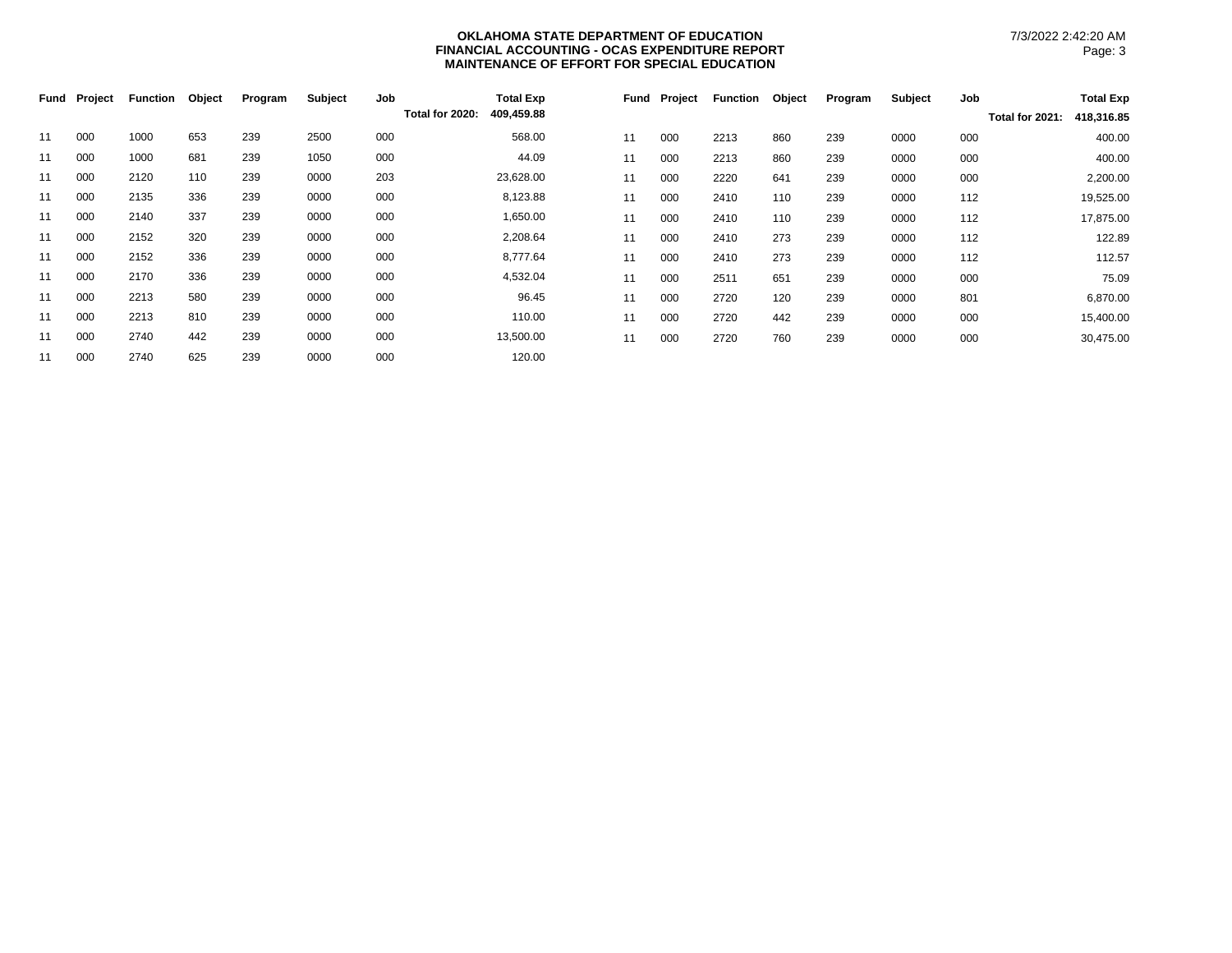**OKLAHOMA STATE DEPARTMENT OF EDUCATION**
**FINANCIAL ACCOUNTING - OCAS EXPENDITURE REPORT**
**MAINTENANCE OF EFFORT FOR SPECIAL EDUCATION**

7/3/2022 2:42:20 AM

| Fund | Project | Function | Object | Program | Subject | Job | | Total Exp |
|---|---|---|---|---|---|---|---|---|
| | | | | | | | **Total for 2020:** | **409,459.88** |
| 11 | 000 | 1000 | 653 | 239 | 2500 | 000 | | 568.00 |
| 11 | 000 | 1000 | 681 | 239 | 1050 | 000 | | 44.09 |
| 11 | 000 | 2120 | 110 | 239 | 0000 | 203 | | 23,628.00 |
| 11 | 000 | 2135 | 336 | 239 | 0000 | 000 | | 8,123.88 |
| 11 | 000 | 2140 | 337 | 239 | 0000 | 000 | | 1,650.00 |
| 11 | 000 | 2152 | 320 | 239 | 0000 | 000 | | 2,208.64 |
| 11 | 000 | 2152 | 336 | 239 | 0000 | 000 | | 8,777.64 |
| 11 | 000 | 2170 | 336 | 239 | 0000 | 000 | | 4,532.04 |
| 11 | 000 | 2213 | 580 | 239 | 0000 | 000 | | 96.45 |
| 11 | 000 | 2213 | 810 | 239 | 0000 | 000 | | 110.00 |
| 11 | 000 | 2740 | 442 | 239 | 0000 | 000 | | 13,500.00 |
| 11 | 000 | 2740 | 625 | 239 | 0000 | 000 | | 120.00 |

| Fund | Project | Function | Object | Program | Subject | Job | | Total Exp |
|---|---|---|---|---|---|---|---|---|
| | | | | | | | **Total for 2021:** | **418,316.85** |
| 11 | 000 | 2213 | 860 | 239 | 0000 | 000 | | 400.00 |
| 11 | 000 | 2213 | 860 | 239 | 0000 | 000 | | 400.00 |
| 11 | 000 | 2220 | 641 | 239 | 0000 | 000 | | 2,200.00 |
| 11 | 000 | 2410 | 110 | 239 | 0000 | 112 | | 19,525.00 |
| 11 | 000 | 2410 | 110 | 239 | 0000 | 112 | | 17,875.00 |
| 11 | 000 | 2410 | 273 | 239 | 0000 | 112 | | 122.89 |
| 11 | 000 | 2410 | 273 | 239 | 0000 | 112 | | 112.57 |
| 11 | 000 | 2511 | 651 | 239 | 0000 | 000 | | 75.09 |
| 11 | 000 | 2720 | 120 | 239 | 0000 | 801 | | 6,870.00 |
| 11 | 000 | 2720 | 442 | 239 | 0000 | 000 | | 15,400.00 |
| 11 | 000 | 2720 | 760 | 239 | 0000 | 000 | | 30,475.00 |